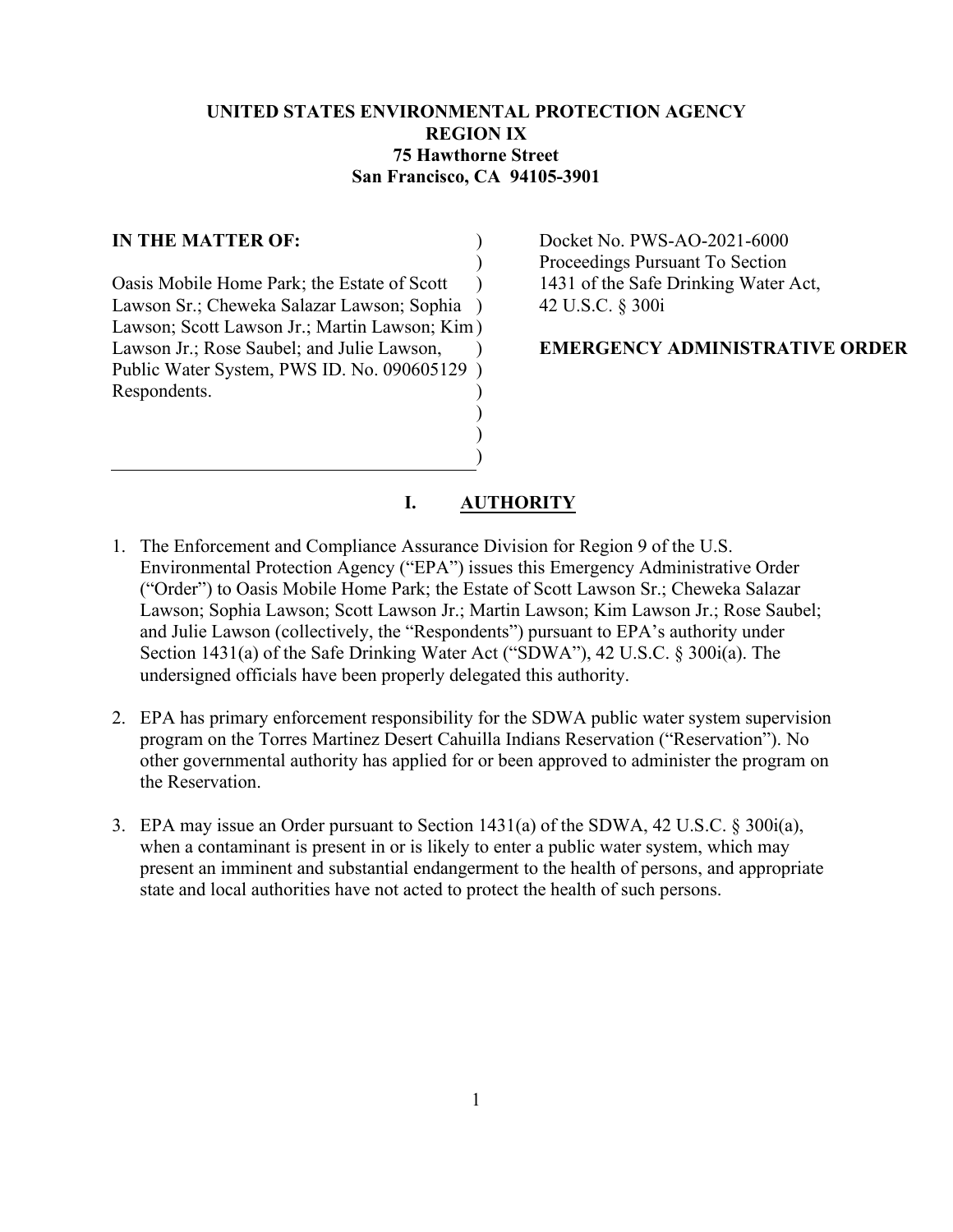**UNITED STATES ENVIRONMENTAL PROTECTION AGENCY**
**REGION IX**
**75 Hawthorne Street**
**San Francisco, CA 94105-3901**

| | |
|---|---|
| **IN THE MATTER OF:**<br><br>Oasis Mobile Home Park; the Estate of Scott Lawson Sr.; Cheweka Salazar Lawson; Sophia Lawson; Scott Lawson Jr.; Martin Lawson; Kim Lawson Jr.; Rose Saubel; and Julie Lawson, Public Water System, PWS ID. No. 090605129 Respondents. | Docket No. PWS-AO-2021-6000<br>Proceedings Pursuant To Section 1431 of the Safe Drinking Water Act, 42 U.S.C. § 300i<br><br>**EMERGENCY ADMINISTRATIVE ORDER** |

## I. AUTHORITY

1. The Enforcement and Compliance Assurance Division for Region 9 of the U.S. Environmental Protection Agency ("EPA") issues this Emergency Administrative Order ("Order") to Oasis Mobile Home Park; the Estate of Scott Lawson Sr; Cheweka Salazar Lawson; Sophia Lawson; Scott Lawson Jr.; Martin Lawson; Kim Lawson Jr.; Rose Saubel; and Julie Lawson (collectively, the "Respondents") pursuant to EPA's authority under Section 1431(a) of the Safe Drinking Water Act ("SDWA"), 42 U.S.C. § 300i(a). The undersigned officials have been properly delegated this authority.

2. EPA has primary enforcement responsibility for the SDWA public water system supervision program on the Torres Martinez Desert Cahuilla Indians Reservation ("Reservation"). No other governmental authority has applied for or been approved to administer the program on the Reservation.

3. EPA may issue an Order pursuant to Section 1431(a) of the SDWA, 42 U.S.C. § 300i(a), when a contaminant is present in or is likely to enter a public water system, which may present an imminent and substantial endangerment to the health of persons, and appropriate state and local authorities have not acted to protect the health of such persons.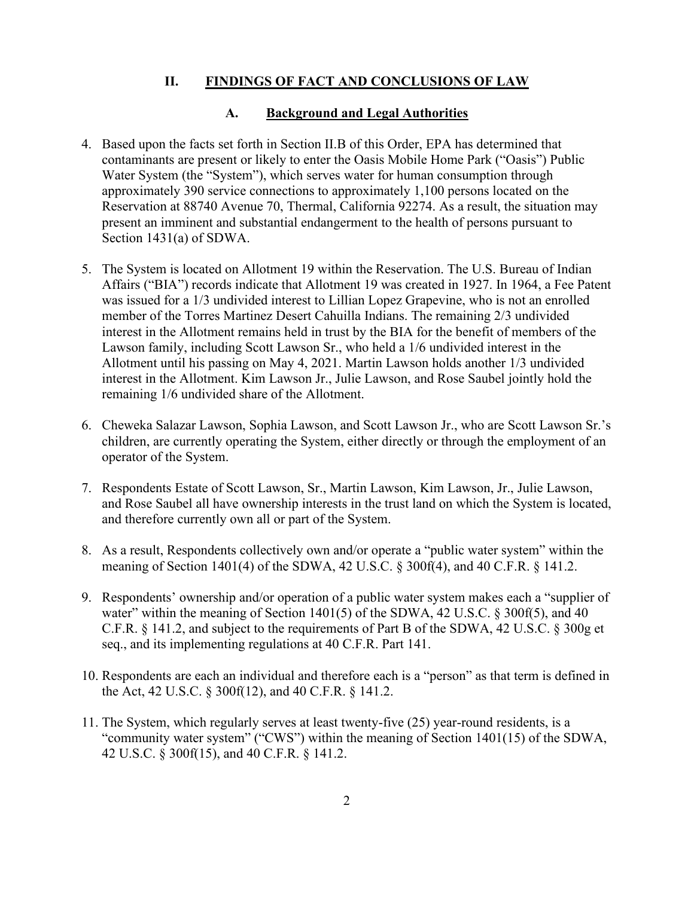## II. FINDINGS OF FACT AND CONCLUSIONS OF LAW

### A. Background and Legal Authorities

4. Based upon the facts set forth in Section II.B of this Order, EPA has determined that contaminants are present or likely to enter the Oasis Mobile Home Park ("Oasis") Public Water System (the "System"), which serves water for human consumption through approximately 390 service connections to approximately 1,100 persons located on the Reservation at 88740 Avenue 70, Thermal, California 92274. As a result, the situation may present an imminent and substantial endangerment to the health of persons pursuant to Section 1431(a) of SDWA.

5. The System is located on Allotment 19 within the Reservation. The U.S. Bureau of Indian Affairs ("BIA") records indicate that Allotment 19 was created in 1927. In 1964, a Fee Patent was issued for a 1/3 undivided interest to Lillian Lopez Grapevine, who is not an enrolled member of the Torres Martinez Desert Cahuilla Indians. The remaining 2/3 undivided interest in the Allotment remains held in trust by the BIA for the benefit of members of the Lawson family, including Scott Lawson Sr., who held a 1/6 undivided interest in the Allotment until his passing on May 4, 2021. Martin Lawson holds another 1/3 undivided interest in the Allotment. Kim Lawson Jr., Julie Lawson, and Rose Saubel jointly hold the remaining 1/6 undivided share of the Allotment.

6. Cheweka Salazar Lawson, Sophia Lawson, and Scott Lawson Jr., who are Scott Lawson Sr.'s children, are currently operating the System, either directly or through the employment of an operator of the System.

7. Respondents Estate of Scott Lawson, Sr., Martin Lawson, Kim Lawson, Jr., Julie Lawson, and Rose Saubel all have ownership interests in the trust land on which the System is located, and therefore currently own all or part of the System.

8. As a result, Respondents collectively own and/or operate a "public water system" within the meaning of Section 1401(4) of the SDWA, 42 U.S.C. § 300f(4), and 40 C.F.R. § 141.2.

9. Respondents' ownership and/or operation of a public water system makes each a "supplier of water" within the meaning of Section 1401(5) of the SDWA, 42 U.S.C. § 300f(5), and 40 C.F.R. § 141.2, and subject to the requirements of Part B of the SDWA, 42 U.S.C. § 300g et seq., and its implementing regulations at 40 C.F.R. Part 141.

10. Respondents are each an individual and therefore each is a "person" as that term is defined in the Act, 42 U.S.C. § 300f(12), and 40 C.F.R. § 141.2.

11. The System, which regularly serves at least twenty-five (25) year-round residents, is a "community water system" ("CWS") within the meaning of Section 1401(15) of the SDWA, 42 U.S.C. § 300f(15), and 40 C.F.R. § 141.2.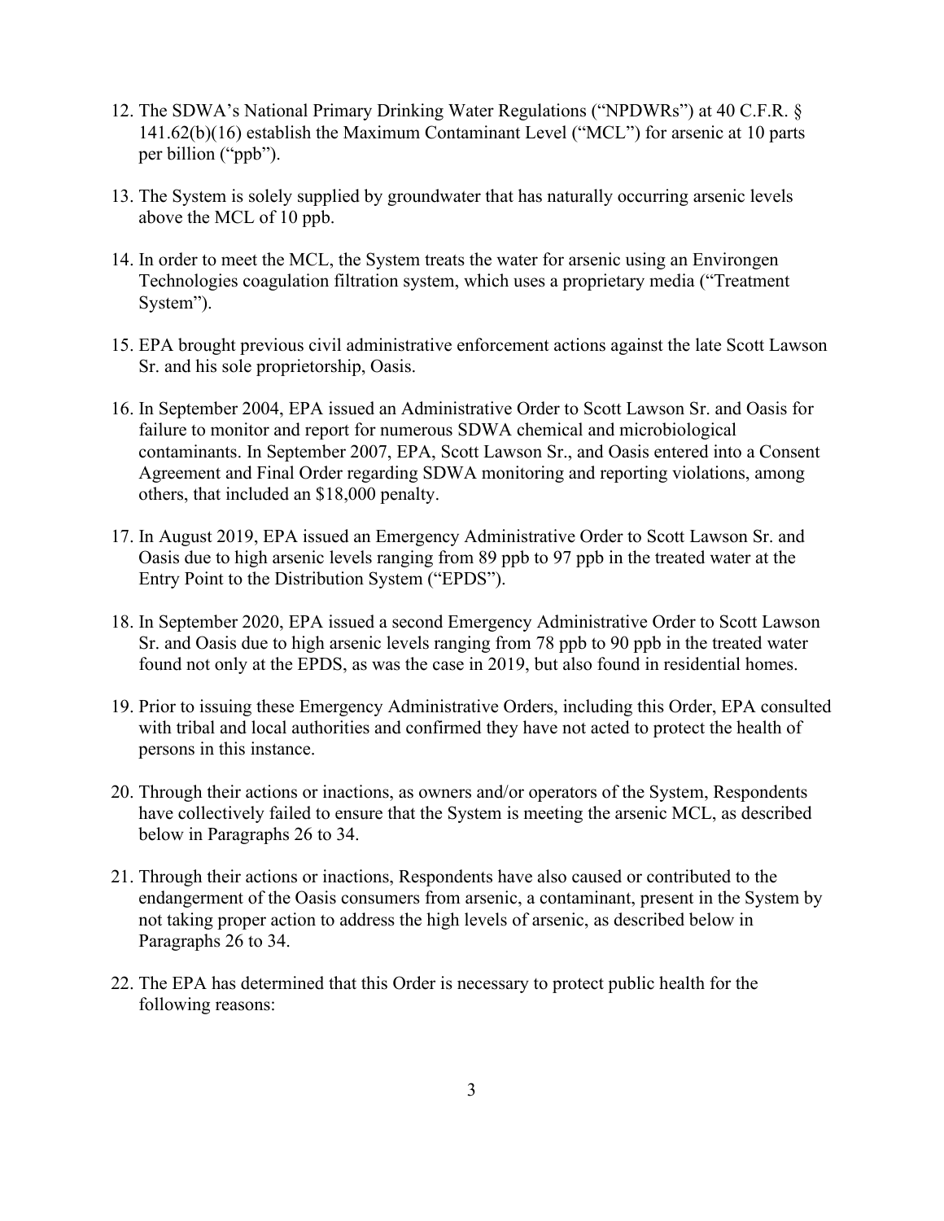12. The SDWA's National Primary Drinking Water Regulations ("NPDWRs") at 40 C.F.R. § 141.62(b)(16) establish the Maximum Contaminant Level ("MCL") for arsenic at 10 parts per billion ("ppb").

13. The System is solely supplied by groundwater that has naturally occurring arsenic levels above the MCL of 10 ppb.

14. In order to meet the MCL, the System treats the water for arsenic using an Environgen Technologies coagulation filtration system, which uses a proprietary media ("Treatment System").

15. EPA brought previous civil administrative enforcement actions against the late Scott Lawson Sr. and his sole proprietorship, Oasis.

16. In September 2004, EPA issued an Administrative Order to Scott Lawson Sr. and Oasis for failure to monitor and report for numerous SDWA chemical and microbiological contaminants. In September 2007, EPA, Scott Lawson Sr., and Oasis entered into a Consent Agreement and Final Order regarding SDWA monitoring and reporting violations, among others, that included an $18,000 penalty.

17. In August 2019, EPA issued an Emergency Administrative Order to Scott Lawson Sr. and Oasis due to high arsenic levels ranging from 89 ppb to 97 ppb in the treated water at the Entry Point to the Distribution System ("EPDS").

18. In September 2020, EPA issued a second Emergency Administrative Order to Scott Lawson Sr. and Oasis due to high arsenic levels ranging from 78 ppb to 90 ppb in the treated water found not only at the EPDS, as was the case in 2019, but also found in residential homes.

19. Prior to issuing these Emergency Administrative Orders, including this Order, EPA consulted with tribal and local authorities and confirmed they have not acted to protect the health of persons in this instance.

20. Through their actions or inactions, as owners and/or operators of the System, Respondents have collectively failed to ensure that the System is meeting the arsenic MCL, as described below in Paragraphs 26 to 34.

21. Through their actions or inactions, Respondents have also caused or contributed to the endangerment of the Oasis consumers from arsenic, a contaminant, present in the System by not taking proper action to address the high levels of arsenic, as described below in Paragraphs 26 to 34.

22. The EPA has determined that this Order is necessary to protect public health for the following reasons: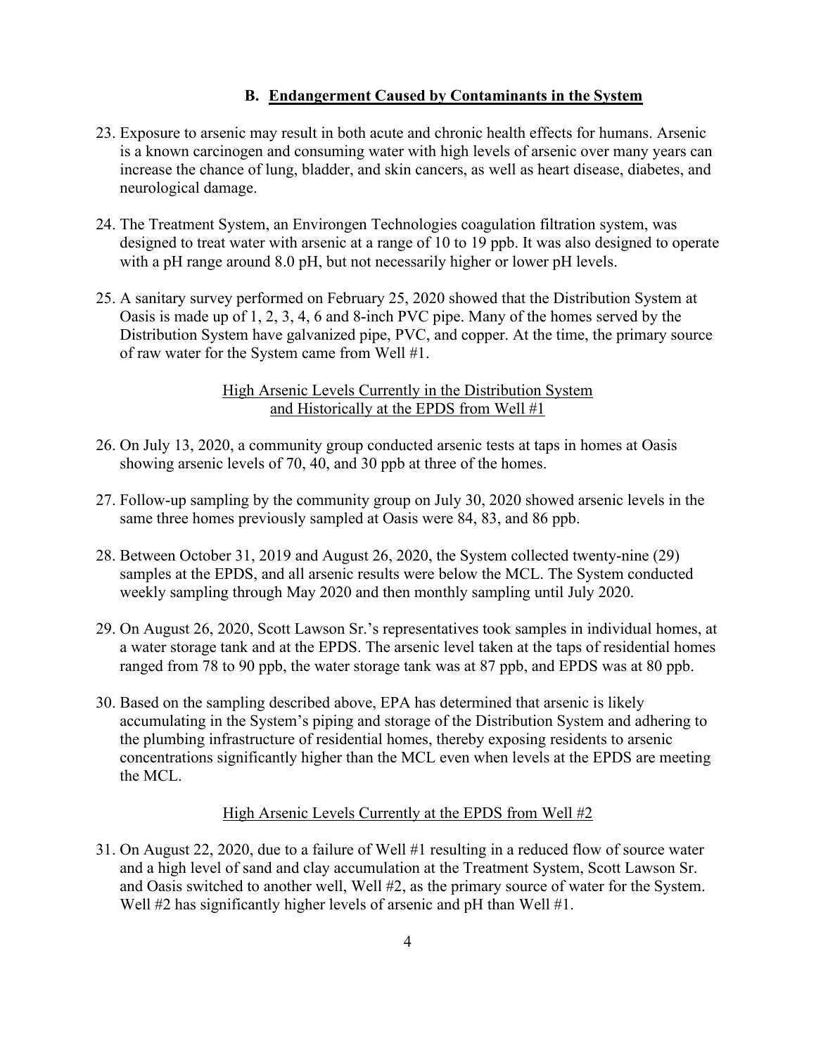### B. Endangerment Caused by Contaminants in the System

23. Exposure to arsenic may result in both acute and chronic health effects for humans. Arsenic is a known carcinogen and consuming water with high levels of arsenic over many years can increase the chance of lung, bladder, and skin cancers, as well as heart disease, diabetes, and neurological damage.

24. The Treatment System, an Environgen Technologies coagulation filtration system, was designed to treat water with arsenic at a range of 10 to 19 ppb. It was also designed to operate with a pH range around 8.0 pH, but not necessarily higher or lower pH levels.

25. A sanitary survey performed on February 25, 2020 showed that the Distribution System at Oasis is made up of 1, 2, 3, 4, 6 and 8-inch PVC pipe. Many of the homes served by the Distribution System have galvanized pipe, PVC, and copper. At the time, the primary source of raw water for the System came from Well #1.

High Arsenic Levels Currently in the Distribution System and Historically at the EPDS from Well #1

26. On July 13, 2020, a community group conducted arsenic tests at taps in homes at Oasis showing arsenic levels of 70, 40, and 30 ppb at three of the homes.

27. Follow-up sampling by the community group on July 30, 2020 showed arsenic levels in the same three homes previously sampled at Oasis were 84, 83, and 86 ppb.

28. Between October 31, 2019 and August 26, 2020, the System collected twenty-nine (29) samples at the EPDS, and all arsenic results were below the MCL. The System conducted weekly sampling through May 2020 and then monthly sampling until July 2020.

29. On August 26, 2020, Scott Lawson Sr.'s representatives took samples in individual homes, at a water storage tank and at the EPDS. The arsenic level taken at the taps of residential homes ranged from 78 to 90 ppb, the water storage tank was at 87 ppb, and EPDS was at 80 ppb.

30. Based on the sampling described above, EPA has determined that arsenic is likely accumulating in the System's piping and storage of the Distribution System and adhering to the plumbing infrastructure of residential homes, thereby exposing residents to arsenic concentrations significantly higher than the MCL even when levels at the EPDS are meeting the MCL.

High Arsenic Levels Currently at the EPDS from Well #2

31. On August 22, 2020, due to a failure of Well #1 resulting in a reduced flow of source water and a high level of sand and clay accumulation at the Treatment System, Scott Lawson Sr. and Oasis switched to another well, Well #2, as the primary source of water for the System. Well #2 has significantly higher levels of arsenic and pH than Well #1.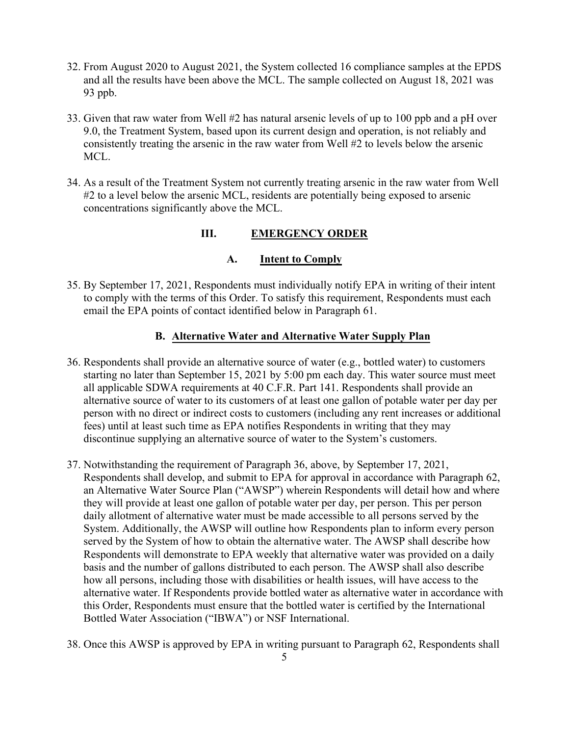32. From August 2020 to August 2021, the System collected 16 compliance samples at the EPDS and all the results have been above the MCL. The sample collected on August 18, 2021 was 93 ppb.

33. Given that raw water from Well #2 has natural arsenic levels of up to 100 ppb and a pH over 9.0, the Treatment System, based upon its current design and operation, is not reliably and consistently treating the arsenic in the raw water from Well #2 to levels below the arsenic MCL.

34. As a result of the Treatment System not currently treating arsenic in the raw water from Well #2 to a level below the arsenic MCL, residents are potentially being exposed to arsenic concentrations significantly above the MCL.

## III. EMERGENCY ORDER

### A. Intent to Comply

35. By September 17, 2021, Respondents must individually notify EPA in writing of their intent to comply with the terms of this Order. To satisfy this requirement, Respondents must each email the EPA points of contact identified below in Paragraph 61.

### B. Alternative Water and Alternative Water Supply Plan

36. Respondents shall provide an alternative source of water (e.g., bottled water) to customers starting no later than September 15, 2021 by 5:00 pm each day. This water source must meet all applicable SDWA requirements at 40 C.F.R. Part 141. Respondents shall provide an alternative source of water to its customers of at least one gallon of potable water per day per person with no direct or indirect costs to customers (including any rent increases or additional fees) until at least such time as EPA notifies Respondents in writing that they may discontinue supplying an alternative source of water to the System's customers.

37. Notwithstanding the requirement of Paragraph 36, above, by September 17, 2021, Respondents shall develop, and submit to EPA for approval in accordance with Paragraph 62, an Alternative Water Source Plan ("AWSP") wherein Respondents will detail how and where they will provide at least one gallon of potable water per day, per person. This per person daily allotment of alternative water must be made accessible to all persons served by the System. Additionally, the AWSP will outline how Respondents plan to inform every person served by the System of how to obtain the alternative water. The AWSP shall describe how Respondents will demonstrate to EPA weekly that alternative water was provided on a daily basis and the number of gallons distributed to each person. The AWSP shall also describe how all persons, including those with disabilities or health issues, will have access to the alternative water. If Respondents provide bottled water as alternative water in accordance with this Order, Respondents must ensure that the bottled water is certified by the International Bottled Water Association ("IBWA") or NSF International.

38. Once this AWSP is approved by EPA in writing pursuant to Paragraph 62, Respondents shall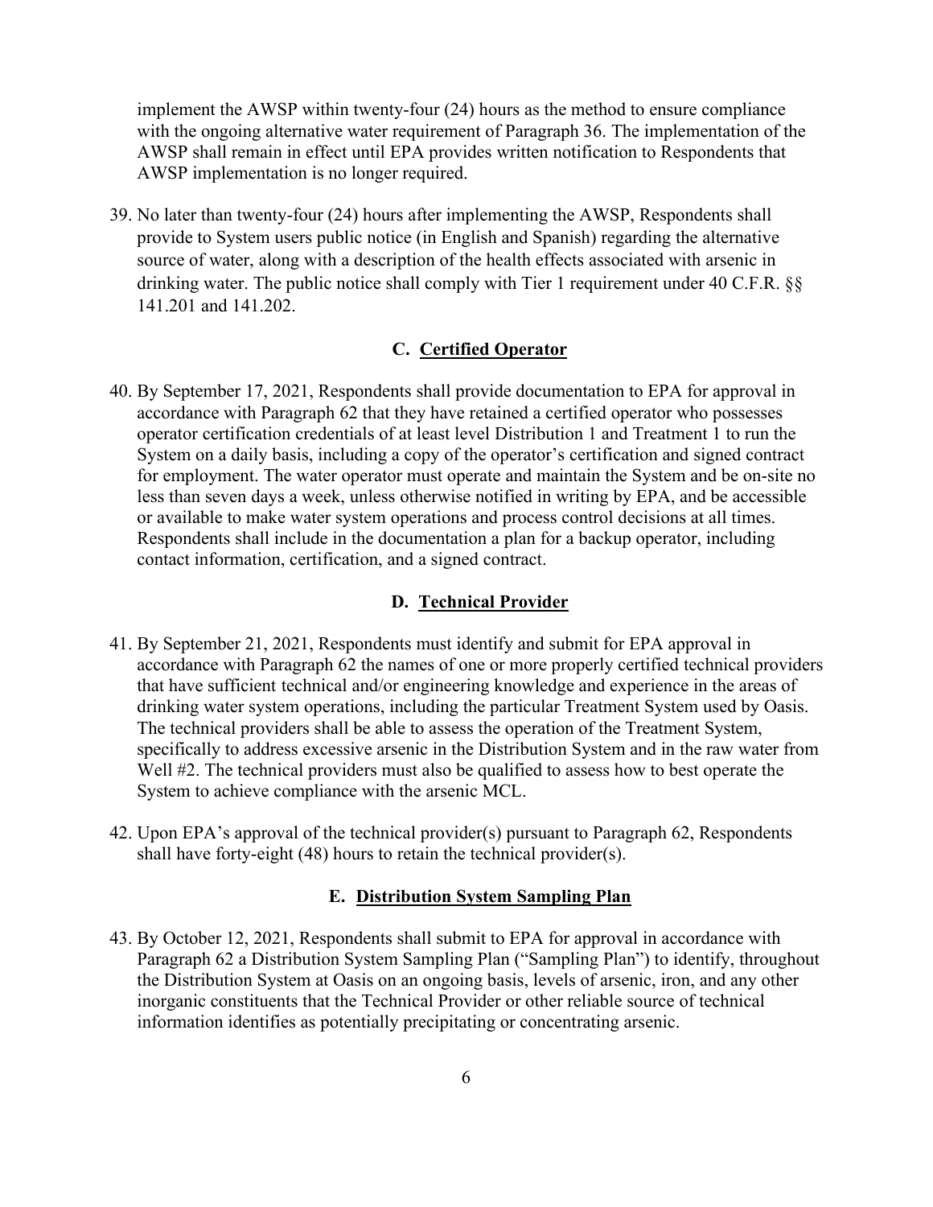implement the AWSP within twenty-four (24) hours as the method to ensure compliance with the ongoing alternative water requirement of Paragraph 36. The implementation of the AWSP shall remain in effect until EPA provides written notification to Respondents that AWSP implementation is no longer required.

39. No later than twenty-four (24) hours after implementing the AWSP, Respondents shall provide to System users public notice (in English and Spanish) regarding the alternative source of water, along with a description of the health effects associated with arsenic in drinking water. The public notice shall comply with Tier 1 requirement under 40 C.F.R. §§ 141.201 and 141.202.

### C. Certified Operator

40. By September 17, 2021, Respondents shall provide documentation to EPA for approval in accordance with Paragraph 62 that they have retained a certified operator who possesses operator certification credentials of at least level Distribution 1 and Treatment 1 to run the System on a daily basis, including a copy of the operator's certification and signed contract for employment. The water operator must operate and maintain the System and be on-site no less than seven days a week, unless otherwise notified in writing by EPA, and be accessible or available to make water system operations and process control decisions at all times. Respondents shall include in the documentation a plan for a backup operator, including contact information, certification, and a signed contract.

### D. Technical Provider

41. By September 21, 2021, Respondents must identify and submit for EPA approval in accordance with Paragraph 62 the names of one or more properly certified technical providers that have sufficient technical and/or engineering knowledge and experience in the areas of drinking water system operations, including the particular Treatment System used by Oasis. The technical providers shall be able to assess the operation of the Treatment System, specifically to address excessive arsenic in the Distribution System and in the raw water from Well #2. The technical providers must also be qualified to assess how to best operate the System to achieve compliance with the arsenic MCL.

42. Upon EPA's approval of the technical provider(s) pursuant to Paragraph 62, Respondents shall have forty-eight (48) hours to retain the technical provider(s).

### E. Distribution System Sampling Plan

43. By October 12, 2021, Respondents shall submit to EPA for approval in accordance with Paragraph 62 a Distribution System Sampling Plan ("Sampling Plan") to identify, throughout the Distribution System at Oasis on an ongoing basis, levels of arsenic, iron, and any other inorganic constituents that the Technical Provider or other reliable source of technical information identifies as potentially precipitating or concentrating arsenic.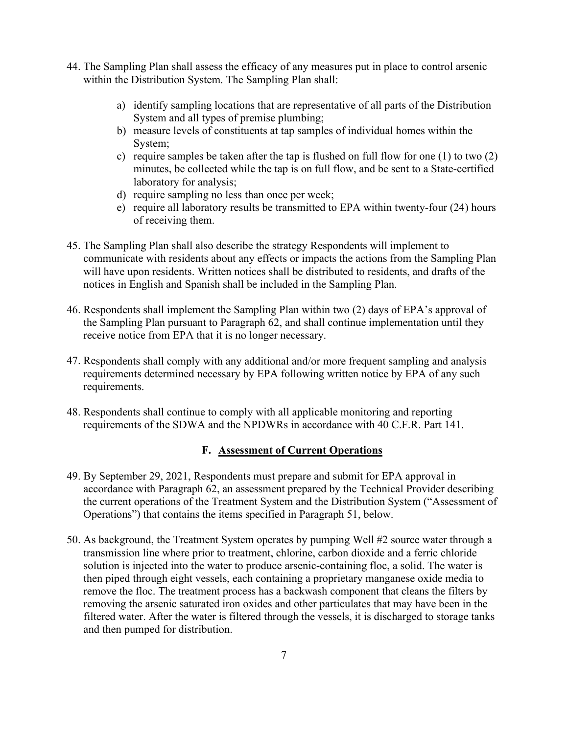44. The Sampling Plan shall assess the efficacy of any measures put in place to control arsenic within the Distribution System. The Sampling Plan shall:

    a) identify sampling locations that are representative of all parts of the Distribution System and all types of premise plumbing;
    b) measure levels of constituents at tap samples of individual homes within the System;
    c) require samples be taken after the tap is flushed on full flow for one (1) to two (2) minutes, be collected while the tap is on full flow, and be sent to a State-certified laboratory for analysis;
    d) require sampling no less than once per week;
    e) require all laboratory results be transmitted to EPA within twenty-four (24) hours of receiving them.

45. The Sampling Plan shall also describe the strategy Respondents will implement to communicate with residents about any effects or impacts the actions from the Sampling Plan will have upon residents. Written notices shall be distributed to residents, and drafts of the notices in English and Spanish shall be included in the Sampling Plan.

46. Respondents shall implement the Sampling Plan within two (2) days of EPA's approval of the Sampling Plan pursuant to Paragraph 62, and shall continue implementation until they receive notice from EPA that it is no longer necessary.

47. Respondents shall comply with any additional and/or more frequent sampling and analysis requirements determined necessary by EPA following written notice by EPA of any such requirements.

48. Respondents shall continue to comply with all applicable monitoring and reporting requirements of the SDWA and the NPDWRs in accordance with 40 C.F.R. Part 141.

### F. Assessment of Current Operations

49. By September 29, 2021, Respondents must prepare and submit for EPA approval in accordance with Paragraph 62, an assessment prepared by the Technical Provider describing the current operations of the Treatment System and the Distribution System ("Assessment of Operations") that contains the items specified in Paragraph 51, below.

50. As background, the Treatment System operates by pumping Well #2 source water through a transmission line where prior to treatment, chlorine, carbon dioxide and a ferric chloride solution is injected into the water to produce arsenic-containing floc, a solid. The water is then piped through eight vessels, each containing a proprietary manganese oxide media to remove the floc. The treatment process has a backwash component that cleans the filters by removing the arsenic saturated iron oxides and other particulates that may have been in the filtered water. After the water is filtered through the vessels, it is discharged to storage tanks and then pumped for distribution.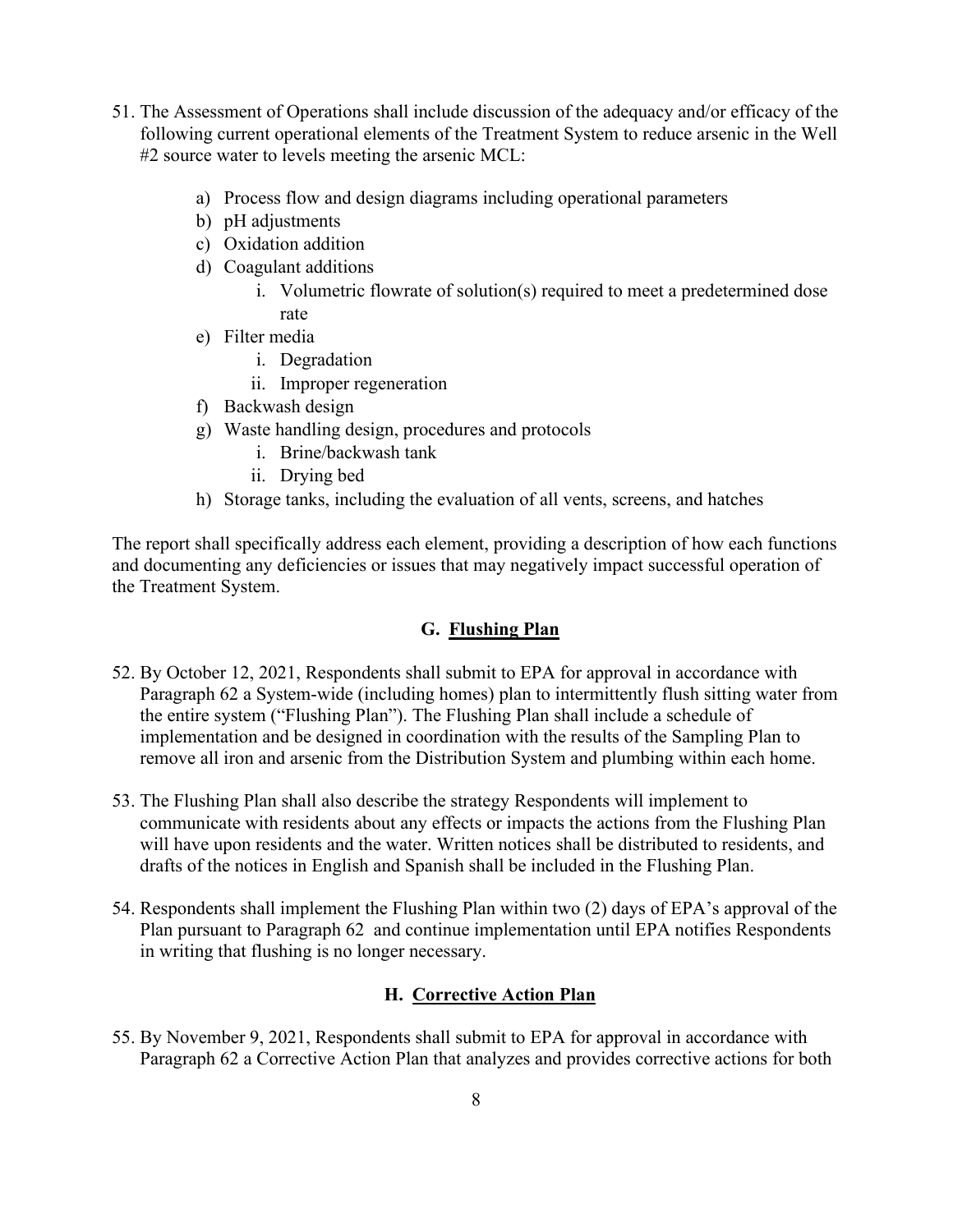51. The Assessment of Operations shall include discussion of the adequacy and/or efficacy of the following current operational elements of the Treatment System to reduce arsenic in the Well #2 source water to levels meeting the arsenic MCL:

    a) Process flow and design diagrams including operational parameters
    b) pH adjustments
    c) Oxidation addition
    d) Coagulant additions
        i. Volumetric flowrate of solution(s) required to meet a predetermined dose rate
    e) Filter media
        i. Degradation
        ii. Improper regeneration
    f) Backwash design
    g) Waste handling design, procedures and protocols
        i. Brine/backwash tank
        ii. Drying bed
    h) Storage tanks, including the evaluation of all vents, screens, and hatches

The report shall specifically address each element, providing a description of how each functions and documenting any deficiencies or issues that may negatively impact successful operation of the Treatment System.

### G. Flushing Plan

52. By October 12, 2021, Respondents shall submit to EPA for approval in accordance with Paragraph 62 a System-wide (including homes) plan to intermittently flush sitting water from the entire system ("Flushing Plan"). The Flushing Plan shall include a schedule of implementation and be designed in coordination with the results of the Sampling Plan to remove all iron and arsenic from the Distribution System and plumbing within each home.

53. The Flushing Plan shall also describe the strategy Respondents will implement to communicate with residents about any effects or impacts the actions from the Flushing Plan will have upon residents and the water. Written notices shall be distributed to residents, and drafts of the notices in English and Spanish shall be included in the Flushing Plan.

54. Respondents shall implement the Flushing Plan within two (2) days of EPA's approval of the Plan pursuant to Paragraph 62 and continue implementation until EPA notifies Respondents in writing that flushing is no longer necessary.

### H. Corrective Action Plan

55. By November 9, 2021, Respondents shall submit to EPA for approval in accordance with Paragraph 62 a Corrective Action Plan that analyzes and provides corrective actions for both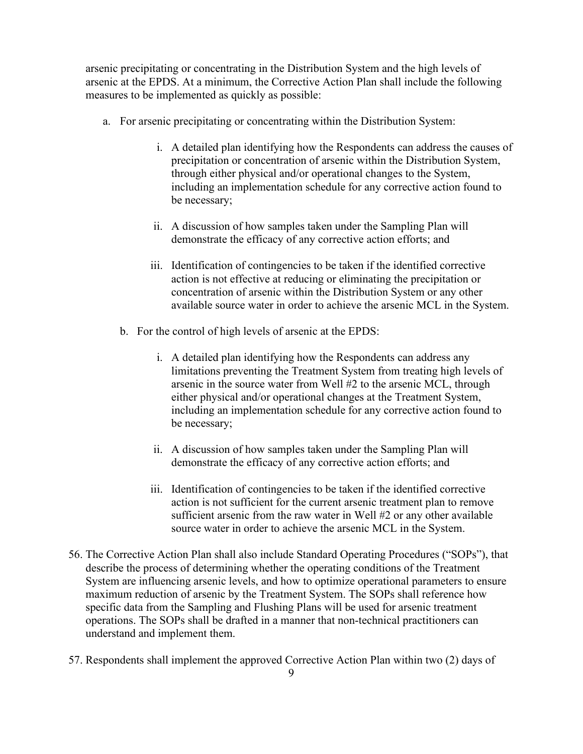arsenic precipitating or concentrating in the Distribution System and the high levels of arsenic at the EPDS. At a minimum, the Corrective Action Plan shall include the following measures to be implemented as quickly as possible:

a. For arsenic precipitating or concentrating within the Distribution System:

    i. A detailed plan identifying how the Respondents can address the causes of precipitation or concentration of arsenic within the Distribution System, through either physical and/or operational changes to the System, including an implementation schedule for any corrective action found to be necessary;

    ii. A discussion of how samples taken under the Sampling Plan will demonstrate the efficacy of any corrective action efforts; and

    iii. Identification of contingencies to be taken if the identified corrective action is not effective at reducing or eliminating the precipitation or concentration of arsenic within the Distribution System or any other available source water in order to achieve the arsenic MCL in the System.

b. For the control of high levels of arsenic at the EPDS:

    i. A detailed plan identifying how the Respondents can address any limitations preventing the Treatment System from treating high levels of arsenic in the source water from Well #2 to the arsenic MCL, through either physical and/or operational changes at the Treatment System, including an implementation schedule for any corrective action found to be necessary;

    ii. A discussion of how samples taken under the Sampling Plan will demonstrate the efficacy of any corrective action efforts; and

    iii. Identification of contingencies to be taken if the identified corrective action is not sufficient for the current arsenic treatment plan to remove sufficient arsenic from the raw water in Well #2 or any other available source water in order to achieve the arsenic MCL in the System.

56. The Corrective Action Plan shall also include Standard Operating Procedures ("SOPs"), that describe the process of determining whether the operating conditions of the Treatment System are influencing arsenic levels, and how to optimize operational parameters to ensure maximum reduction of arsenic by the Treatment System. The SOPs shall reference how specific data from the Sampling and Flushing Plans will be used for arsenic treatment operations. The SOPs shall be drafted in a manner that non-technical practitioners can understand and implement them.

57. Respondents shall implement the approved Corrective Action Plan within two (2) days of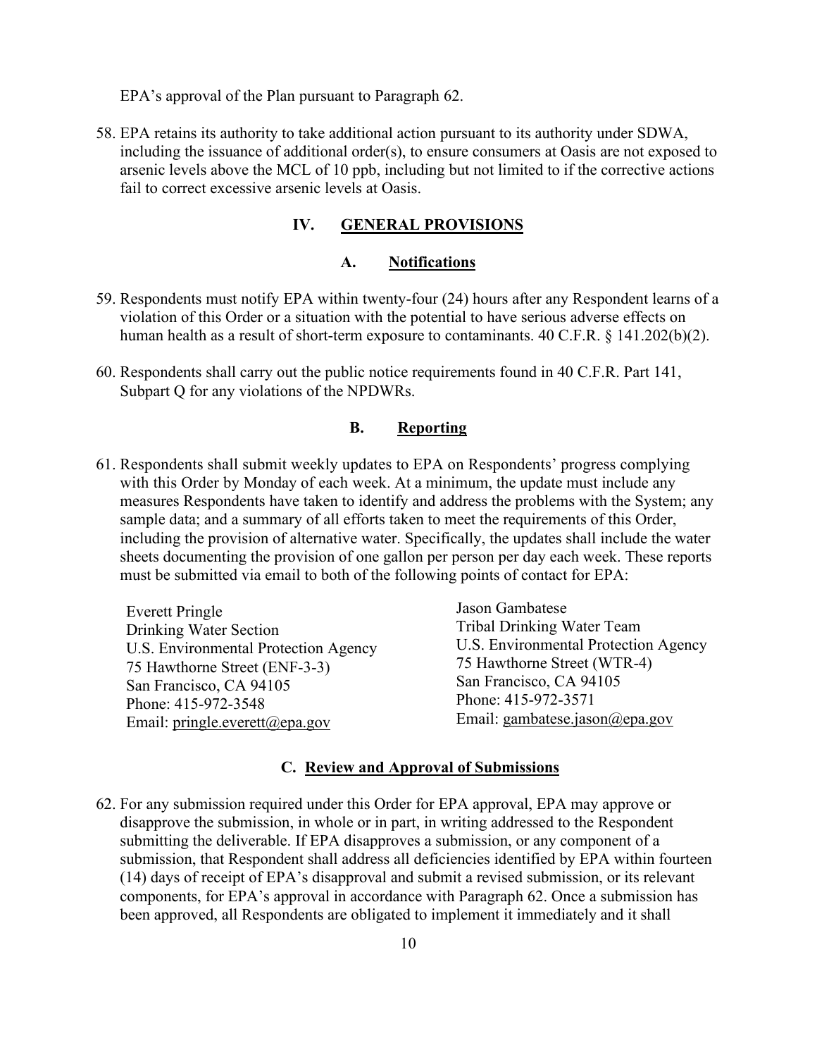EPA's approval of the Plan pursuant to Paragraph 62.

58. EPA retains its authority to take additional action pursuant to its authority under SDWA, including the issuance of additional order(s), to ensure consumers at Oasis are not exposed to arsenic levels above the MCL of 10 ppb, including but not limited to if the corrective actions fail to correct excessive arsenic levels at Oasis.

## IV. GENERAL PROVISIONS

### A. Notifications

59. Respondents must notify EPA within twenty-four (24) hours after any Respondent learns of a violation of this Order or a situation with the potential to have serious adverse effects on human health as a result of short-term exposure to contaminants. 40 C.F.R. § 141.202(b)(2).

60. Respondents shall carry out the public notice requirements found in 40 C.F.R. Part 141, Subpart Q for any violations of the NPDWRs.

### B. Reporting

61. Respondents shall submit weekly updates to EPA on Respondents' progress complying with this Order by Monday of each week. At a minimum, the update must include any measures Respondents have taken to identify and address the problems with the System; any sample data; and a summary of all efforts taken to meet the requirements of this Order, including the provision of alternative water. Specifically, the updates shall include the water sheets documenting the provision of one gallon per person per day each week. These reports must be submitted via email to both of the following points of contact for EPA:

Everett Pringle
Drinking Water Section
U.S. Environmental Protection Agency
75 Hawthorne Street (ENF-3-3)
San Francisco, CA 94105
Phone: 415-972-3548
Email: pringle.everett@epa.gov

Jason Gambatese
Tribal Drinking Water Team
U.S. Environmental Protection Agency
75 Hawthorne Street (WTR-4)
San Francisco, CA 94105
Phone: 415-972-3571
Email: gambatese.jason@epa.gov

### C. Review and Approval of Submissions

62. For any submission required under this Order for EPA approval, EPA may approve or disapprove the submission, in whole or in part, in writing addressed to the Respondent submitting the deliverable. If EPA disapproves a submission, or any component of a submission, that Respondent shall address all deficiencies identified by EPA within fourteen (14) days of receipt of EPA's disapproval and submit a revised submission, or its relevant components, for EPA's approval in accordance with Paragraph 62. Once a submission has been approved, all Respondents are obligated to implement it immediately and it shall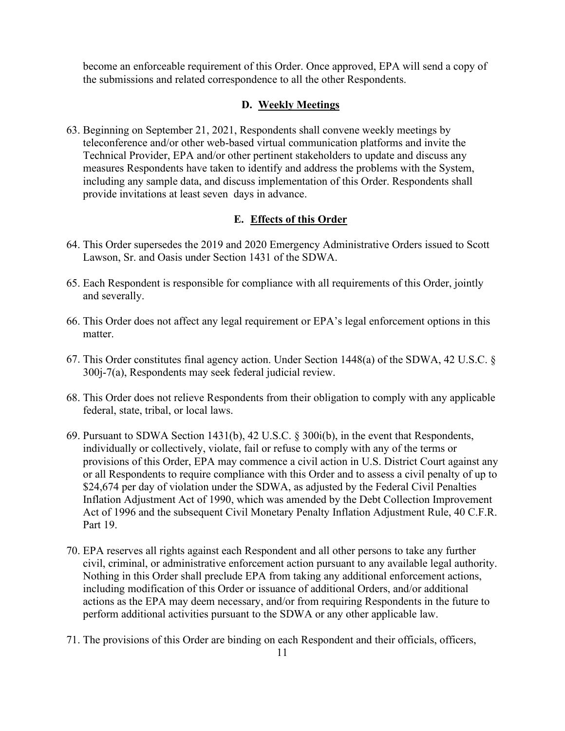become an enforceable requirement of this Order. Once approved, EPA will send a copy of the submissions and related correspondence to all the other Respondents.

### D. Weekly Meetings

63. Beginning on September 21, 2021, Respondents shall convene weekly meetings by teleconference and/or other web-based virtual communication platforms and invite the Technical Provider, EPA and/or other pertinent stakeholders to update and discuss any measures Respondents have taken to identify and address the problems with the System, including any sample data, and discuss implementation of this Order. Respondents shall provide invitations at least seven days in advance.

### E. Effects of this Order

64. This Order supersedes the 2019 and 2020 Emergency Administrative Orders issued to Scott Lawson, Sr. and Oasis under Section 1431 of the SDWA.

65. Each Respondent is responsible for compliance with all requirements of this Order, jointly and severally.

66. This Order does not affect any legal requirement or EPA's legal enforcement options in this matter.

67. This Order constitutes final agency action. Under Section 1448(a) of the SDWA, 42 U.S.C. § 300j-7(a), Respondents may seek federal judicial review.

68. This Order does not relieve Respondents from their obligation to comply with any applicable federal, state, tribal, or local laws.

69. Pursuant to SDWA Section 1431(b), 42 U.S.C. § 300i(b), in the event that Respondents, individually or collectively, violate, fail or refuse to comply with any of the terms or provisions of this Order, EPA may commence a civil action in U.S. District Court against any or all Respondents to require compliance with this Order and to assess a civil penalty of up to $24,674 per day of violation under the SDWA, as adjusted by the Federal Civil Penalties Inflation Adjustment Act of 1990, which was amended by the Debt Collection Improvement Act of 1996 and the subsequent Civil Monetary Penalty Inflation Adjustment Rule, 40 C.F.R. Part 19.

70. EPA reserves all rights against each Respondent and all other persons to take any further civil, criminal, or administrative enforcement action pursuant to any available legal authority. Nothing in this Order shall preclude EPA from taking any additional enforcement actions, including modification of this Order or issuance of additional Orders, and/or additional actions as the EPA may deem necessary, and/or from requiring Respondents in the future to perform additional activities pursuant to the SDWA or any other applicable law.

71. The provisions of this Order are binding on each Respondent and their officials, officers,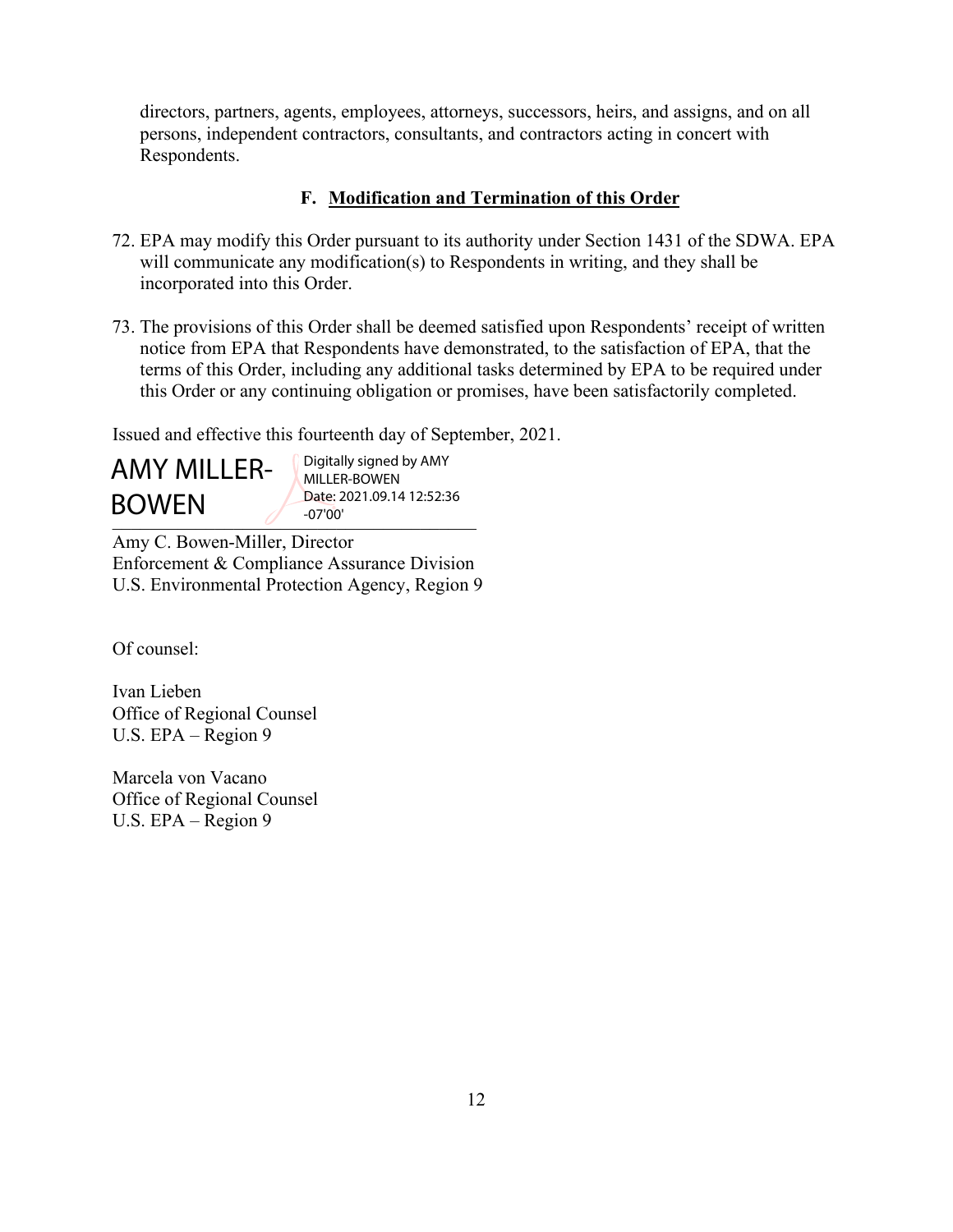directors, partners, agents, employees, attorneys, successors, heirs, and assigns, and on all persons, independent contractors, consultants, and contractors acting in concert with Respondents.

### F. Modification and Termination of this Order

72. EPA may modify this Order pursuant to its authority under Section 1431 of the SDWA. EPA will communicate any modification(s) to Respondents in writing, and they shall be incorporated into this Order.

73. The provisions of this Order shall be deemed satisfied upon Respondents' receipt of written notice from EPA that Respondents have demonstrated, to the satisfaction of EPA, that the terms of this Order, including any additional tasks determined by EPA to be required under this Order or any continuing obligation or promises, have been satisfactorily completed.

Issued and effective this fourteenth day of September, 2021.

AMY MILLER-BOWEN

Digitally signed by AMY MILLER-BOWEN
Date: 2021.09.14 12:52:36 -07'00'

Amy C. Bowen-Miller, Director
Enforcement & Compliance Assurance Division
U.S. Environmental Protection Agency, Region 9

Of counsel:

Ivan Lieben
Office of Regional Counsel
U.S. EPA – Region 9

Marcela von Vacano
Office of Regional Counsel
U.S. EPA – Region 9